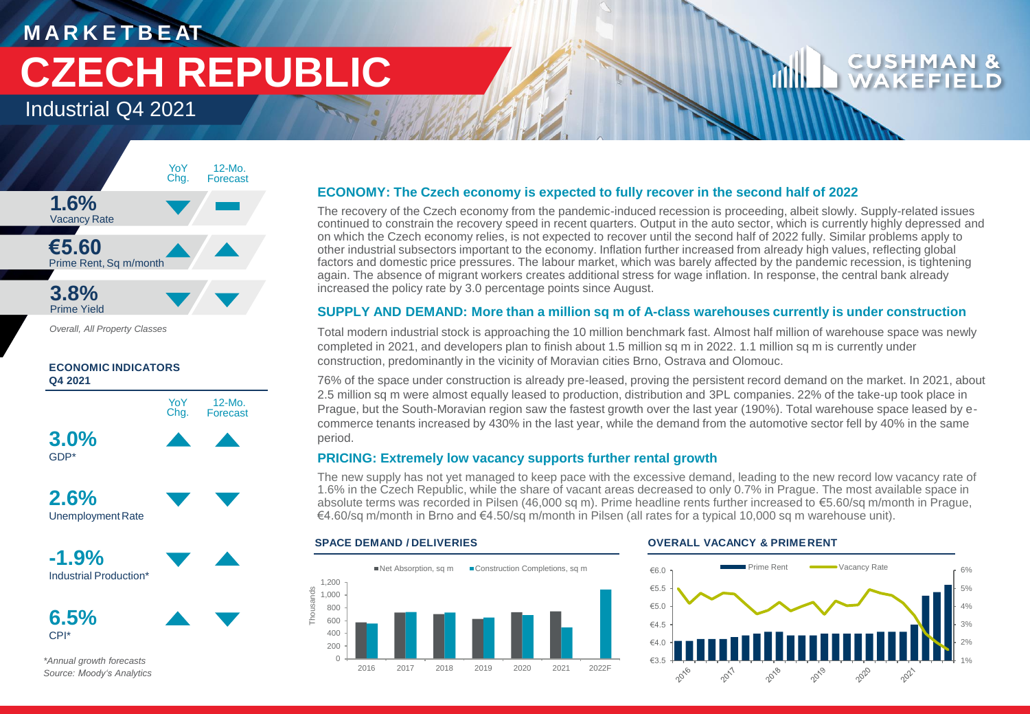# MARKETBEAT

# CZECH REPUBLIC

## Industrial Q4 2021

| | YoY Chg. | 12-Mo. Forecast |
|---|---|---|
| **1.6%** Vacancy Rate | ▼ | ▬ |
| **€5.60** Prime Rent, Sq m/month | ▲ | ▲ |
| **3.8%** Prime Yield | ▼ | ▼ |

*Overall, All Property Classes*

### ECONOMIC INDICATORS Q4 2021

| | YoY Chg. | 12-Mo. Forecast |
|---|---|---|
| **3.0%** GDP* | ▲ | ▲ |
| **2.6%** Unemployment Rate | ▼ | ▼ |
| **-1.9%** Industrial Production* | ▼ | ▲ |
| **6.5%** CPI* | ▲ | ▼ |

*\*Annual growth forecasts*
*Source: Moody's Analytics*

### ECONOMY: The Czech economy is expected to fully recover in the second half of 2022

The recovery of the Czech economy from the pandemic-induced recession is proceeding, albeit slowly. Supply-related issues continued to constrain the recovery speed in recent quarters. Output in the auto sector, which is currently highly depressed and on which the Czech economy relies, is not expected to recover until the second half of 2022 fully. Similar problems apply to other industrial subsectors important to the economy. Inflation further increased from already high values, reflecting global factors and domestic price pressures. The labour market, which was barely affected by the pandemic recession, is tightening again. The absence of migrant workers creates additional stress for wage inflation. In response, the central bank already increased the policy rate by 3.0 percentage points since August.

### SUPPLY AND DEMAND: More than a million sq m of A-class warehouses currently is under construction

Total modern industrial stock is approaching the 10 million benchmark fast. Almost half million of warehouse space was newly completed in 2021, and developers plan to finish about 1.5 million sq m in 2022. 1.1 million sq m is currently under construction, predominantly in the vicinity of Moravian cities Brno, Ostrava and Olomouc.

76% of the space under construction is already pre-leased, proving the persistent record demand on the market. In 2021, about 2.5 million sq m were almost equally leased to production, distribution and 3PL companies. 22% of the take-up took place in Prague, but the South-Moravian region saw the fastest growth over the last year (190%). Total warehouse space leased by e-commerce tenants increased by 430% in the last year, while the demand from the automotive sector fell by 40% in the same period.

### PRICING: Extremely low vacancy supports further rental growth

The new supply has not yet managed to keep pace with the excessive demand, leading to the new record low vacancy rate of 1.6% in the Czech Republic, while the share of vacant areas decreased to only 0.7% in Prague. The most available space in absolute terms was recorded in Pilsen (46,000 sq m). Prime headline rents further increased to €5.60/sq m/month in Prague, €4.60/sq m/month in Brno and €4.50/sq m/month in Pilsen (all rates for a typical 10,000 sq m warehouse unit).

### SPACE DEMAND / DELIVERIES

### OVERALL VACANCY & PRIME RENT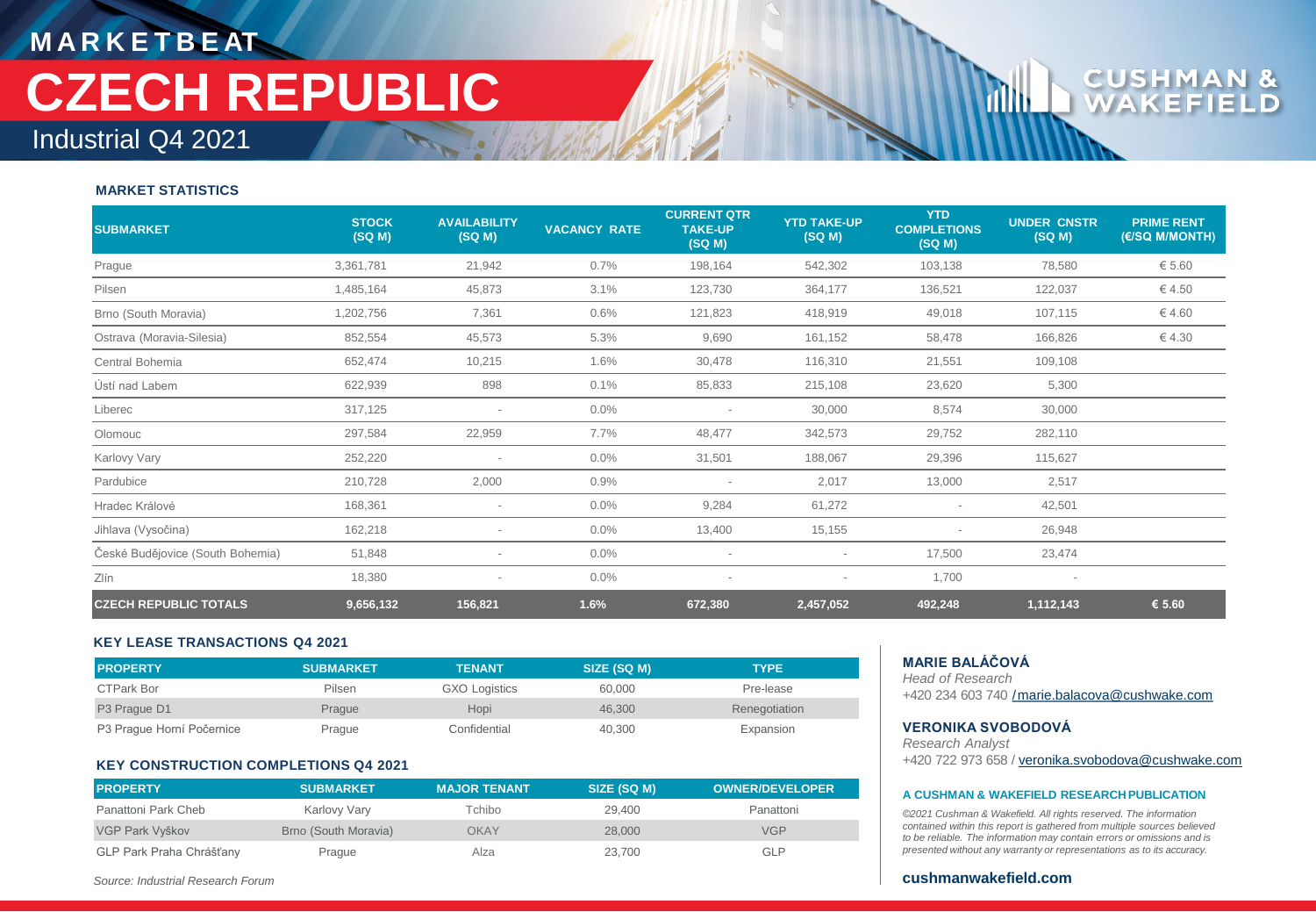# MARKETBEAT

# CZECH REPUBLIC

## Industrial Q4 2021

### MARKET STATISTICS

| SUBMARKET | STOCK (SQ M) | AVAILABILITY (SQ M) | VACANCY RATE | CURRENT QTR TAKE-UP (SQ M) | YTD TAKE-UP (SQ M) | YTD COMPLETIONS (SQ M) | UNDER CNSTR (SQ M) | PRIME RENT (€/SQ M/MONTH) |
|---|---|---|---|---|---|---|---|---|
| Prague | 3,361,781 | 21,942 | 0.7% | 198,164 | 542,302 | 103,138 | 78,580 | € 5.60 |
| Pilsen | 1,485,164 | 45,873 | 3.1% | 123,730 | 364,177 | 136,521 | 122,037 | € 4.50 |
| Brno (South Moravia) | 1,202,756 | 7,361 | 0.6% | 121,823 | 418,919 | 49,018 | 107,115 | € 4.60 |
| Ostrava (Moravia-Silesia) | 852,554 | 45,573 | 5.3% | 9,690 | 161,152 | 58,478 | 166,826 | € 4.30 |
| Central Bohemia | 652,474 | 10,215 | 1.6% | 30,478 | 116,310 | 21,551 | 109,108 | |
| Ústí nad Labem | 622,939 | 898 | 0.1% | 85,833 | 215,108 | 23,620 | 5,300 | |
| Liberec | 317,125 | - | 0.0% | - | 30,000 | 8,574 | 30,000 | |
| Olomouc | 297,584 | 22,959 | 7.7% | 48,477 | 342,573 | 29,752 | 282,110 | |
| Karlovy Vary | 252,220 | - | 0.0% | 31,501 | 188,067 | 29,396 | 115,627 | |
| Pardubice | 210,728 | 2,000 | 0.9% | - | 2,017 | 13,000 | 2,517 | |
| Hradec Králové | 168,361 | - | 0.0% | 9,284 | 61,272 | - | 42,501 | |
| Jihlava (Vysočina) | 162,218 | - | 0.0% | 13,400 | 15,155 | - | 26,948 | |
| České Budějovice (South Bohemia) | 51,848 | - | 0.0% | - | - | 17,500 | 23,474 | |
| Zlín | 18,380 | - | 0.0% | - | - | 1,700 | - | |
| **CZECH REPUBLIC TOTALS** | **9,656,132** | **156,821** | **1.6%** | **672,380** | **2,457,052** | **492,248** | **1,112,143** | **€ 5.60** |

### KEY LEASE TRANSACTIONS Q4 2021

| PROPERTY | SUBMARKET | TENANT | SIZE (SQ M) | TYPE |
|---|---|---|---|---|
| CTPark Bor | Pilsen | GXO Logistics | 60,000 | Pre-lease |
| P3 Prague D1 | Prague | Hopi | 46,300 | Renegotiation |
| P3 Prague Horní Počernice | Prague | Confidential | 40,300 | Expansion |

### KEY CONSTRUCTION COMPLETIONS Q4 2021

| PROPERTY | SUBMARKET | MAJOR TENANT | SIZE (SQ M) | OWNER/DEVELOPER |
|---|---|---|---|---|
| Panattoni Park Cheb | Karlovy Vary | Tchibo | 29,400 | Panattoni |
| VGP Park Vyškov | Brno (South Moravia) | OKAY | 28,000 | VGP |
| GLP Park Praha Chrášťany | Prague | Alza | 23,700 | GLP |

*Source: Industrial Research Forum*

**MARIE BALÁČOVÁ**
*Head of Research*
+420 234 603 740 / marie.balacova@cushwake.com

**VERONIKA SVOBODOVÁ**
*Research Analyst*
+420 722 973 658 / veronika.svobodova@cushwake.com

**A CUSHMAN & WAKEFIELD RESEARCH PUBLICATION**

*©2021 Cushman & Wakefield. All rights reserved. The information contained within this report is gathered from multiple sources believed to be reliable. The information may contain errors or omissions and is presented without any warranty or representations as to its accuracy.*

**cushmanwakefield.com**